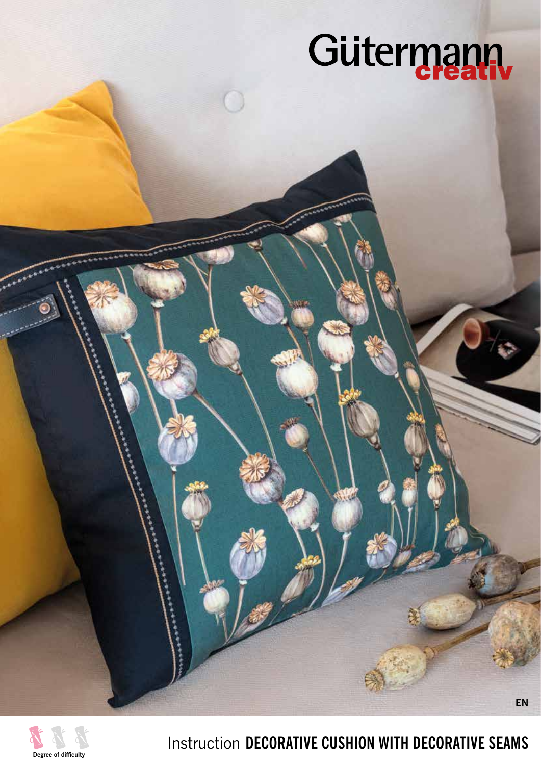Gütermann creativ

EN

Degree of difficulty

Instruction **DECORATIVE CUSHION WITH DECORATIVE SEAMS**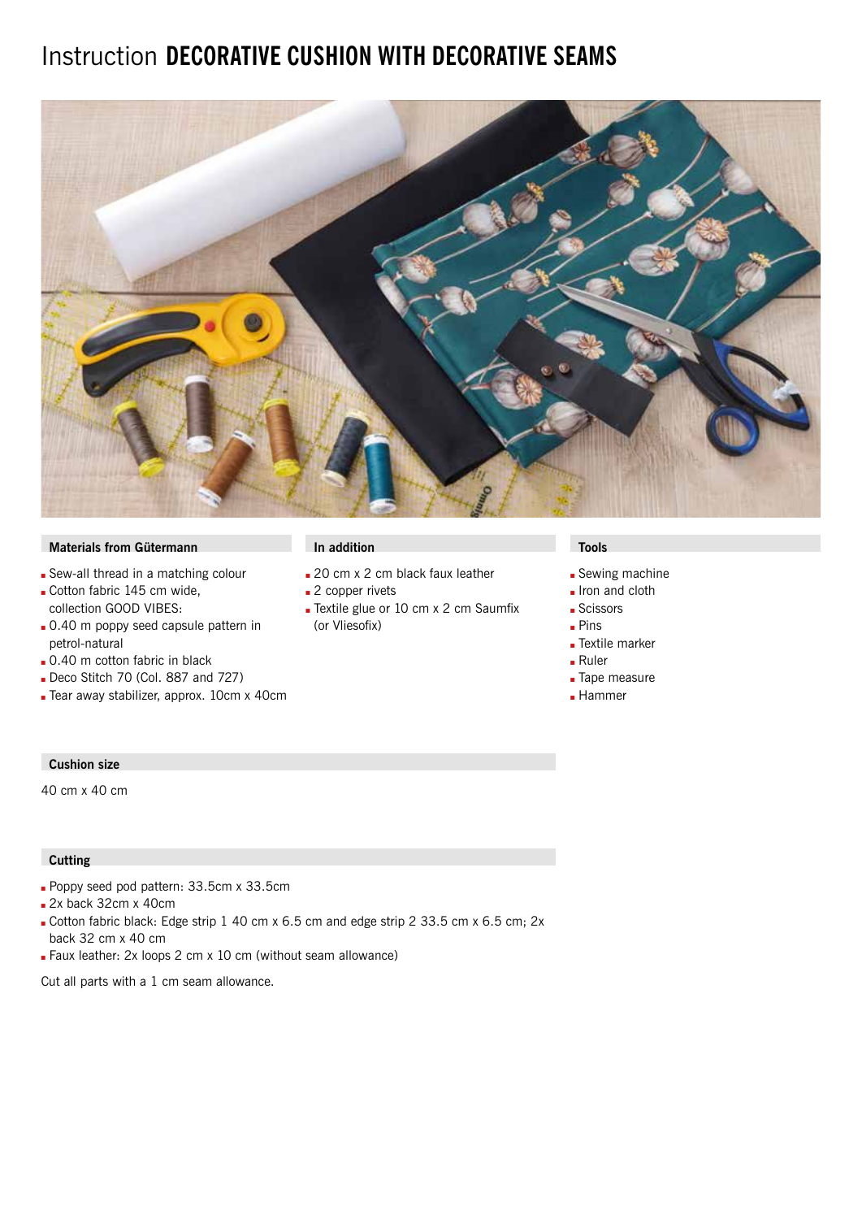# Instruction **DECORATIVE CUSHION WITH DECORATIVE SEAMS**

### Materials from Gütermann

- Sew-all thread in a matching colour
- Cotton fabric 145 cm wide, collection GOOD VIBES:
- 0.40 m poppy seed capsule pattern in petrol-natural
- 0.40 m cotton fabric in black
- Deco Stitch 70 (Col. 887 and 727)
- Tear away stabilizer, approx. 10cm x 40cm

### In addition

- 20 cm x 2 cm black faux leather
- 2 copper rivets
- Textile glue or 10 cm x 2 cm Saumfix (or Vliesofix)

### Tools

- Sewing machine
- Iron and cloth
- Scissors
- Pins
- Textile marker
- Ruler
- Tape measure
- Hammer

### Cushion size

40 cm x 40 cm

### Cutting

- Poppy seed pod pattern: 33.5cm x 33.5cm
- 2x back 32cm x 40cm
- Cotton fabric black: Edge strip 1 40 cm x 6.5 cm and edge strip 2 33.5 cm x 6.5 cm; 2x back 32 cm x 40 cm
- Faux leather: 2x loops 2 cm x 10 cm (without seam allowance)

Cut all parts with a 1 cm seam allowance.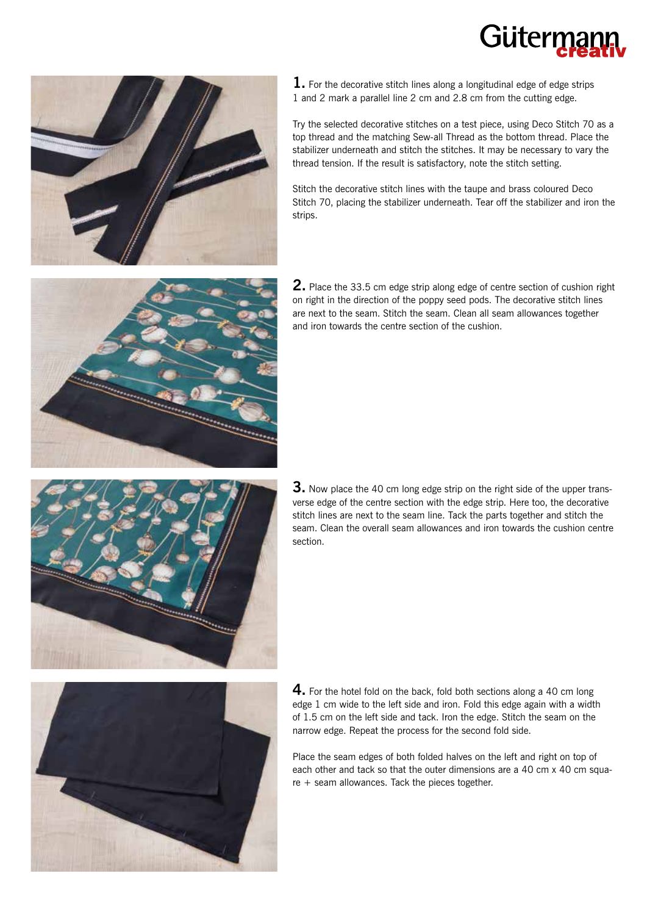**1.** For the decorative stitch lines along a longitudinal edge of edge strips 1 and 2 mark a parallel line 2 cm and 2.8 cm from the cutting edge.

Try the selected decorative stitches on a test piece, using Deco Stitch 70 as a top thread and the matching Sew-all Thread as the bottom thread. Place the stabilizer underneath and stitch the stitches. It may be necessary to vary the thread tension. If the result is satisfactory, note the stitch setting.

Stitch the decorative stitch lines with the taupe and brass coloured Deco Stitch 70, placing the stabilizer underneath. Tear off the stabilizer and iron the strips.

**2.** Place the 33.5 cm edge strip along edge of centre section of cushion right on right in the direction of the poppy seed pods. The decorative stitch lines are next to the seam. Stitch the seam. Clean all seam allowances together and iron towards the centre section of the cushion.

**3.** Now place the 40 cm long edge strip on the right side of the upper transverse edge of the centre section with the edge strip. Here too, the decorative stitch lines are next to the seam line. Tack the parts together and stitch the seam. Clean the overall seam allowances and iron towards the cushion centre section.

**4.** For the hotel fold on the back, fold both sections along a 40 cm long edge 1 cm wide to the left side and iron. Fold this edge again with a width of 1.5 cm on the left side and tack. Iron the edge. Stitch the seam on the narrow edge. Repeat the process for the second fold side.

Place the seam edges of both folded halves on the left and right on top of each other and tack so that the outer dimensions are a 40 cm x 40 cm square + seam allowances. Tack the pieces together.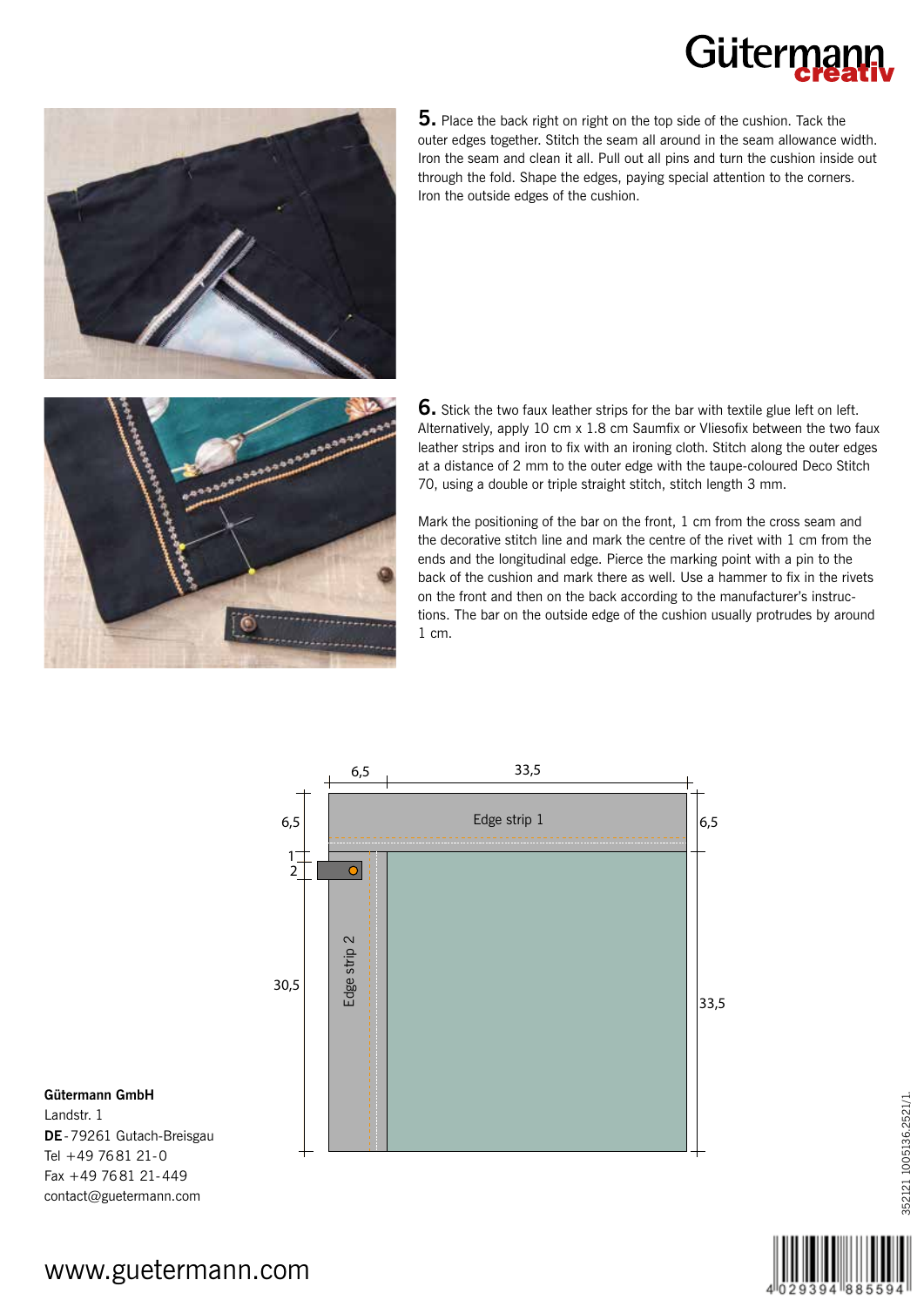**5.** Place the back right on right on the top side of the cushion. Tack the outer edges together. Stitch the seam all around in the seam allowance width. Iron the seam and clean it all. Pull out all pins and turn the cushion inside out through the fold. Shape the edges, paying special attention to the corners. Iron the outside edges of the cushion.

**6.** Stick the two faux leather strips for the bar with textile glue left on left. Alternatively, apply 10 cm x 1.8 cm Saumfix or Vliesofix between the two faux leather strips and iron to fix with an ironing cloth. Stitch along the outer edges at a distance of 2 mm to the outer edge with the taupe-coloured Deco Stitch 70, using a double or triple straight stitch, stitch length 3 mm.

Mark the positioning of the bar on the front, 1 cm from the cross seam and the decorative stitch line and mark the centre of the rivet with 1 cm from the ends and the longitudinal edge. Pierce the marking point with a pin to the back of the cushion and mark there as well. Use a hammer to fix in the rivets on the front and then on the back according to the manufacturer's instructions. The bar on the outside edge of the cushion usually protrudes by around 1 cm.

6,5
33,5
6,5
Edge strip 1
6,5
1
2
Edge strip 2
30,5
33,5

**Gütermann GmbH**
Landstr. 1
**DE**-79261 Gutach-Breisgau
Tel +49 7681 21-0
Fax +49 7681 21-449
contact@guetermann.com

www.guetermann.com

352121 1005136.2521/1.